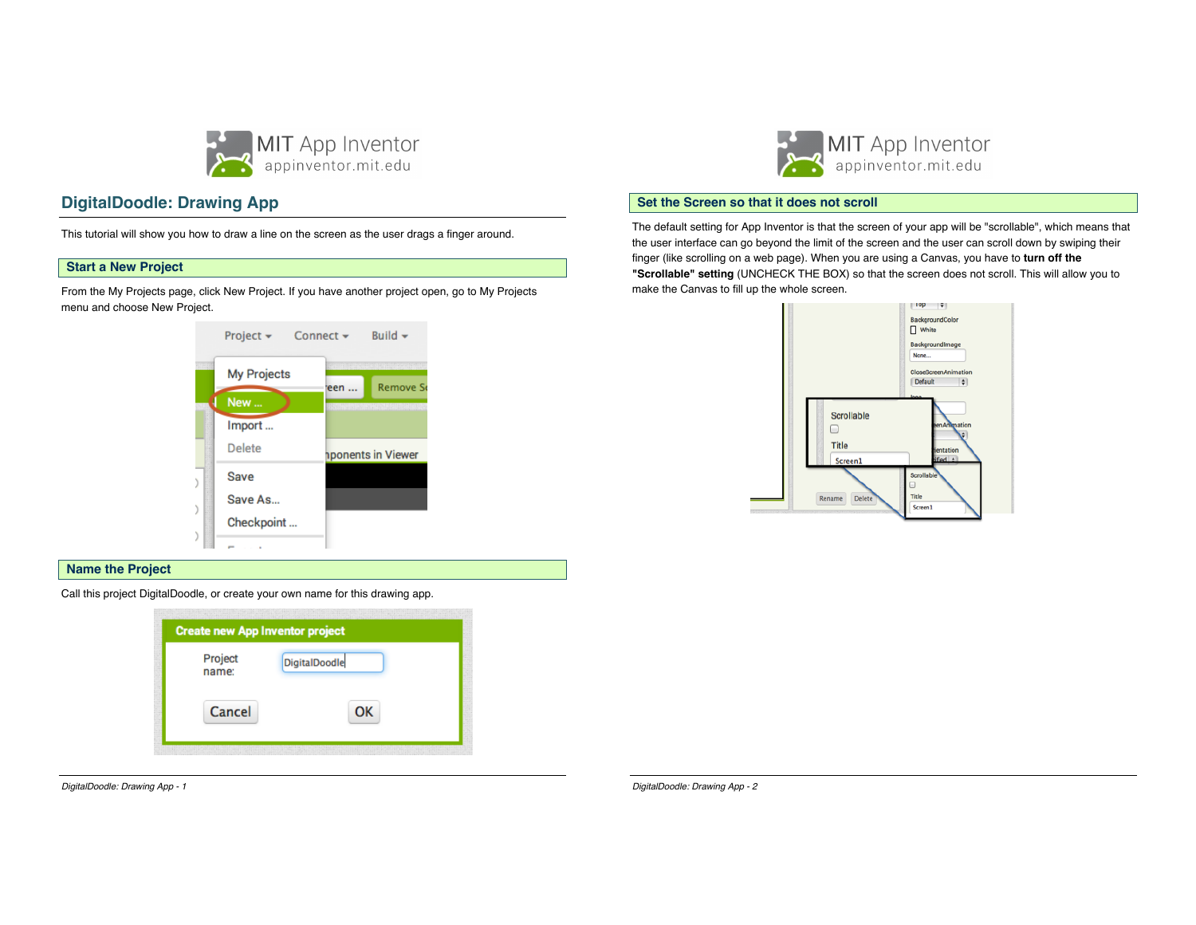# DigitalDoodle: Drawing App

This tutorial will show you how to draw a line on the screen as the user drags a finger around.

## Start a New Project

From the My Projects page, click New Project. If you have another project open, go to My Projects menu and choose New Project.

## Name the Project

Call this project DigitalDoodle, or create your own name for this drawing app.

## Set the Screen so that it does not scroll

The default setting for App Inventor is that the screen of your app will be "scrollable", which means that the user interface can go beyond the limit of the screen and the user can scroll down by swiping their finger (like scrolling on a web page). When you are using a Canvas, you have to **turn off the "Scrollable" setting** (UNCHECK THE BOX) so that the screen does not scroll. This will allow you to make the Canvas to fill up the whole screen.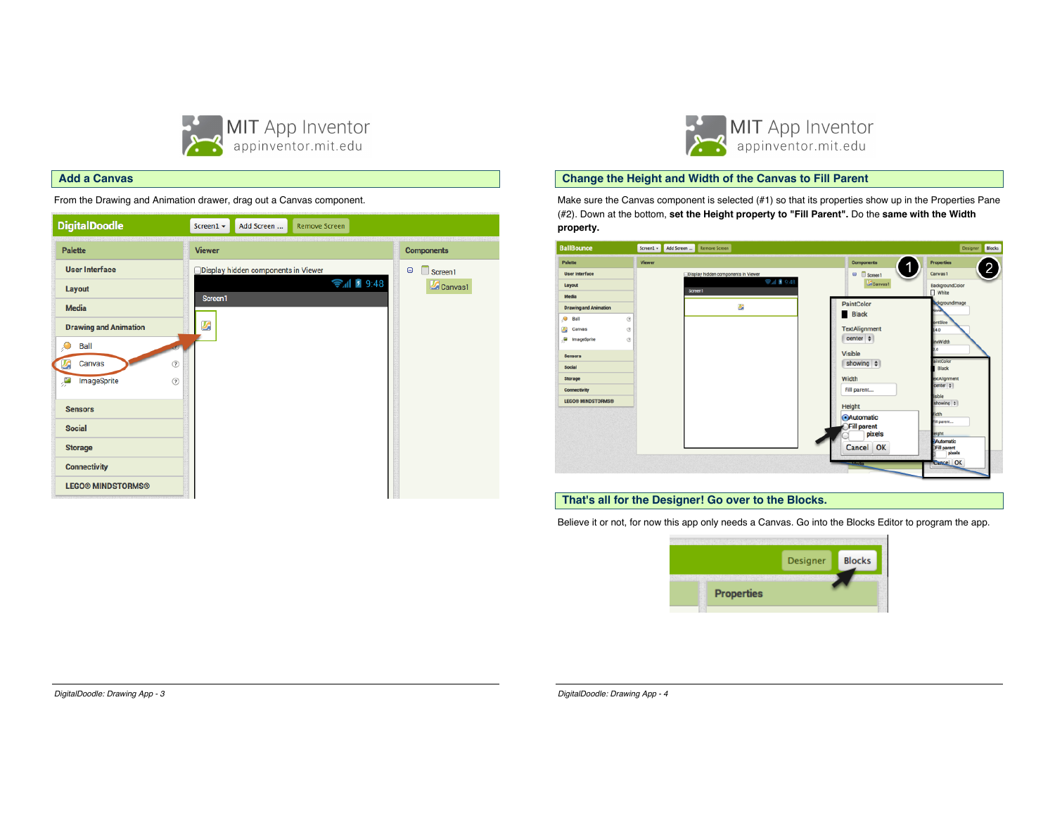## Add a Canvas

From the Drawing and Animation drawer, drag out a Canvas component.

## Change the Height and Width of the Canvas to Fill Parent

Make sure the Canvas component is selected (#1) so that its properties show up in the Properties Pane (#2). Down at the bottom, **set the Height property to "Fill Parent".** Do the **same with the Width property.**

## That's all for the Designer! Go over to the Blocks.

Believe it or not, for now this app only needs a Canvas. Go into the Blocks Editor to program the app.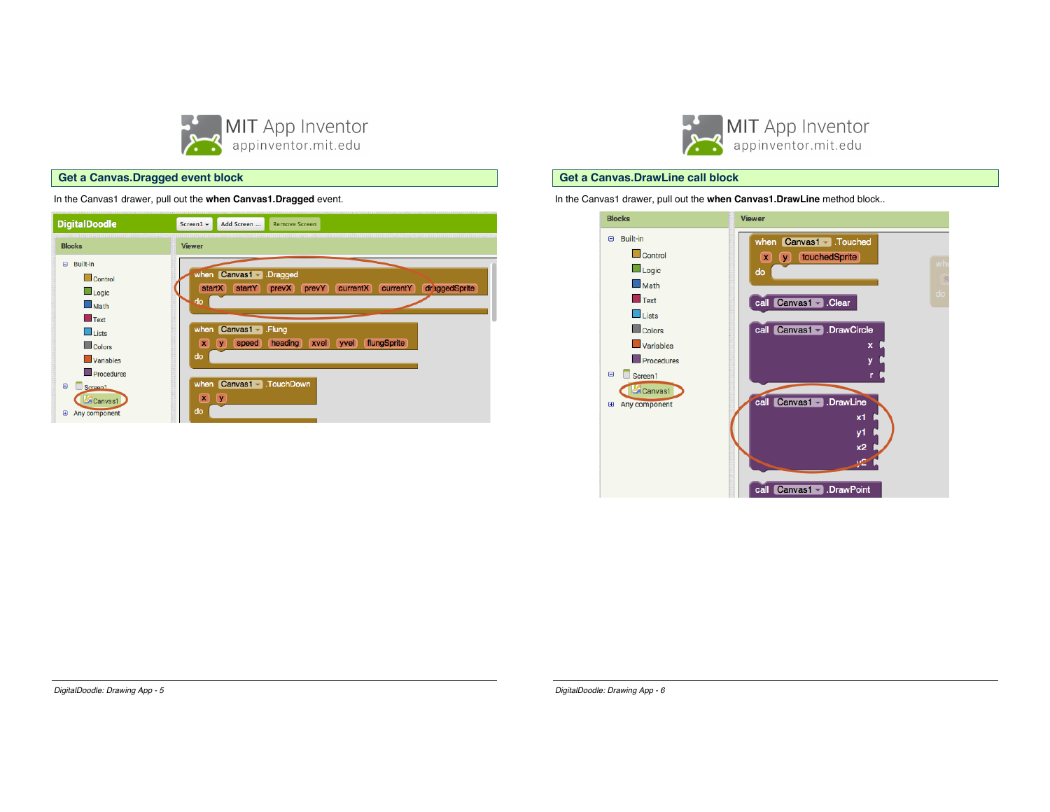## Get a Canvas.Dragged event block

In the Canvas1 drawer, pull out the **when Canvas1.Dragged** event.

## Get a Canvas.DrawLine call block

In the Canvas1 drawer, pull out the **when Canvas1.DrawLine** method block..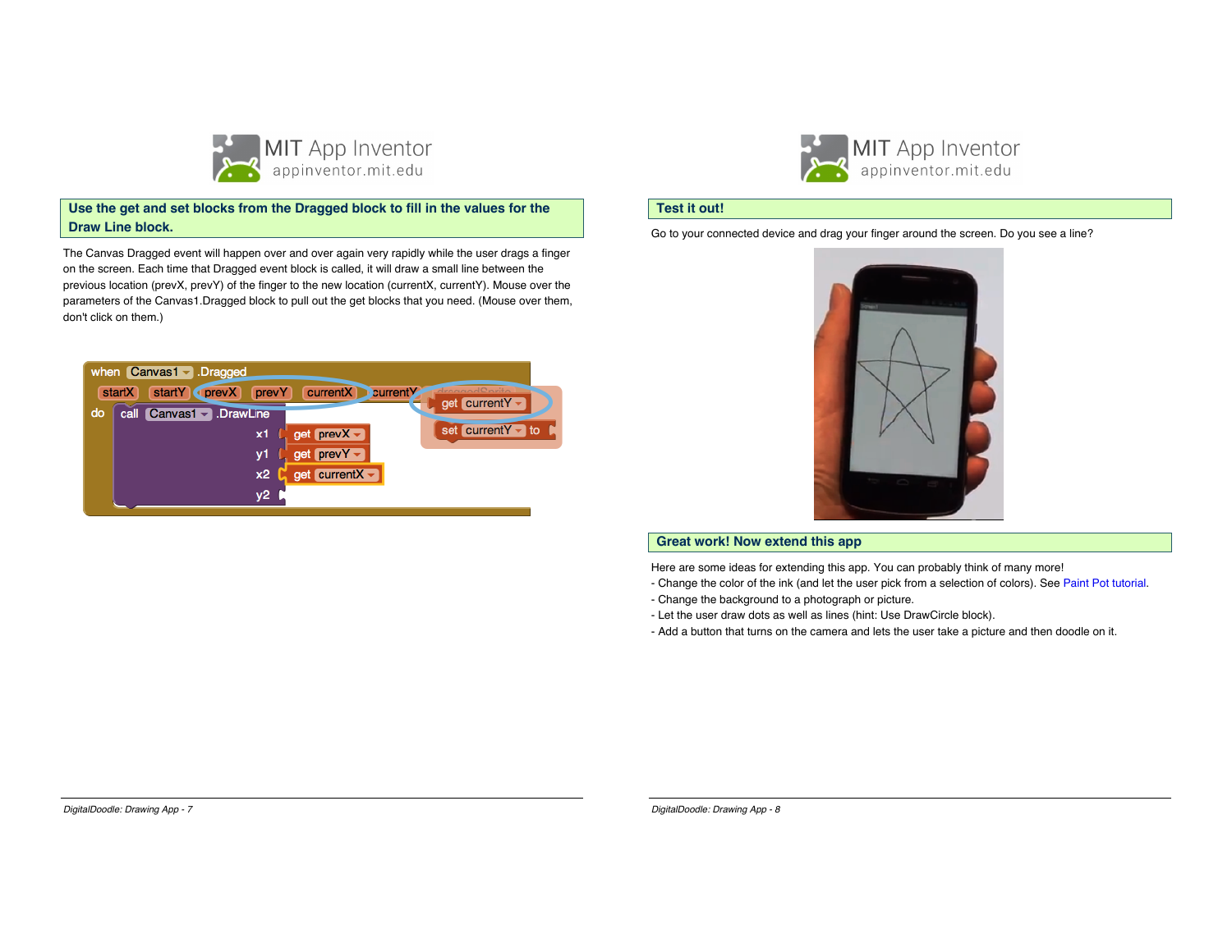## Use the get and set blocks from the Dragged block to fill in the values for the Draw Line block.

The Canvas Dragged event will happen over and over again very rapidly while the user drags a finger on the screen. Each time that Dragged event block is called, it will draw a small line between the previous location (prevX, prevY) of the finger to the new location (currentX, currentY). Mouse over the parameters of the Canvas1.Dragged block to pull out the get blocks that you need. (Mouse over them, don't click on them.)

## Test it out!

Go to your connected device and drag your finger around the screen. Do you see a line?

## Great work! Now extend this app

Here are some ideas for extending this app. You can probably think of many more!

- Change the color of the ink (and let the user pick from a selection of colors). See Paint Pot tutorial.
- Change the background to a photograph or picture.
- Let the user draw dots as well as lines (hint: Use DrawCircle block).
- Add a button that turns on the camera and lets the user take a picture and then doodle on it.